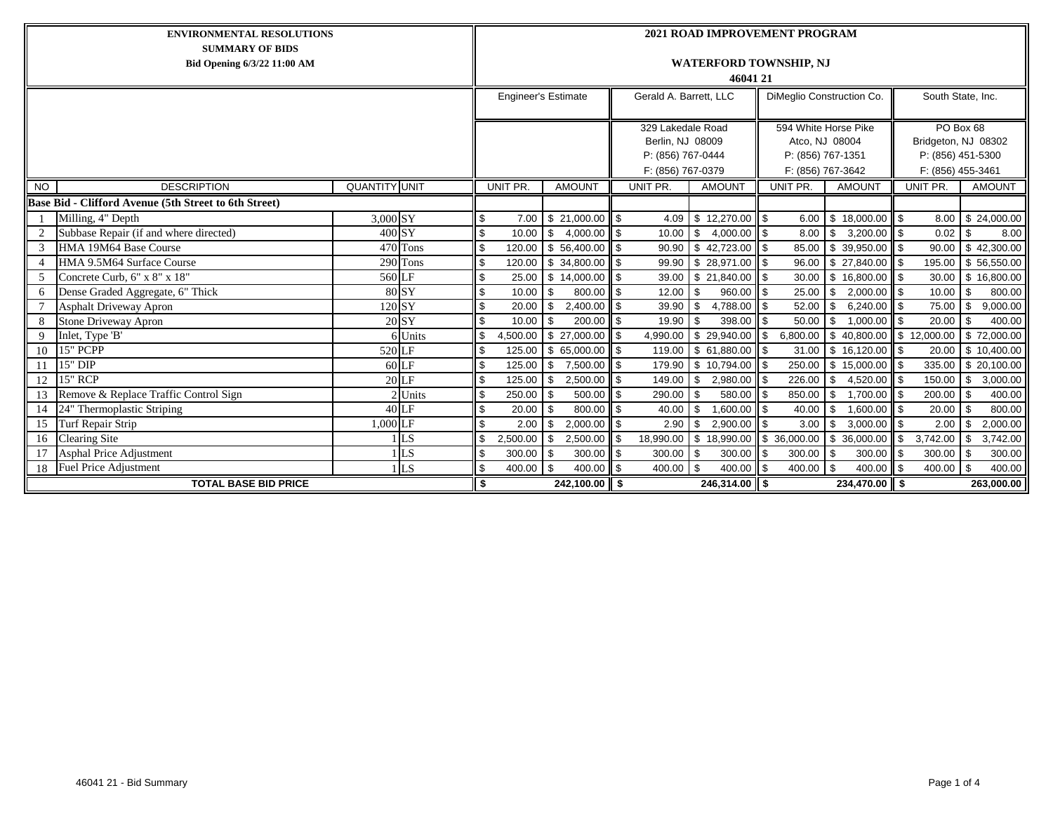**ENVIRONMENTAL RESOLUTIONS**
**SUMMARY OF BIDS**
**Bid Opening 6/3/22 11:00 AM**

**2021 ROAD IMPROVEMENT PROGRAM**

**WATERFORD TOWNSHIP, NJ**
**46041 21**

| NO | DESCRIPTION | QUANTITY | UNIT | Engineer's Estimate | | Gerald A. Barrett, LLC | | DiMeglio Construction Co. | | South State, Inc. | |
|---|---|---|---|---|---|---|---|---|---|---|---|
| | | | | | | 329 Lakedale Road Berlin, NJ 08009 P: (856) 767-0444 F: (856) 767-0379 | | 594 White Horse Pike Atco, NJ 08004 P: (856) 767-1351 F: (856) 767-3642 | | PO Box 68 Bridgeton, NJ 08302 P: (856) 451-5300 F: (856) 455-3461 | |
| | | | | UNIT PR. | AMOUNT | UNIT PR. | AMOUNT | UNIT PR. | AMOUNT | UNIT PR. | AMOUNT |
| **Base Bid - Clifford Avenue (5th Street to 6th Street)** | | | | | | | | | | | |
| 1 | Milling, 4" Depth | 3,000 | SY | $ 7.00 | $ 21,000.00 | $ 4.09 | $ 12,270.00 | $ 6.00 | $ 18,000.00 | $ 8.00 | $ 24,000.00 |
| 2 | Subbase Repair (if and where directed) | 400 | SY | $ 10.00 | $ 4,000.00 | $ 10.00 | $ 4,000.00 | $ 8.00 | $ 3,200.00 | $ 0.02 | $ 8.00 |
| 3 | HMA 19M64 Base Course | 470 | Tons | $ 120.00 | $ 56,400.00 | $ 90.90 | $ 42,723.00 | $ 85.00 | $ 39,950.00 | $ 90.00 | $ 42,300.00 |
| 4 | HMA 9.5M64 Surface Course | 290 | Tons | $ 120.00 | $ 34,800.00 | $ 99.90 | $ 28,971.00 | $ 96.00 | $ 27,840.00 | $ 195.00 | $ 56,550.00 |
| 5 | Concrete Curb, 6" x 8" x 18" | 560 | LF | $ 25.00 | $ 14,000.00 | $ 39.00 | $ 21,840.00 | $ 30.00 | $ 16,800.00 | $ 30.00 | $ 16,800.00 |
| 6 | Dense Graded Aggregate, 6" Thick | 80 | SY | $ 10.00 | $ 800.00 | $ 12.00 | $ 960.00 | $ 25.00 | $ 2,000.00 | $ 10.00 | $ 800.00 |
| 7 | Asphalt Driveway Apron | 120 | SY | $ 20.00 | $ 2,400.00 | $ 39.90 | $ 4,788.00 | $ 52.00 | $ 6,240.00 | $ 75.00 | $ 9,000.00 |
| 8 | Stone Driveway Apron | 20 | SY | $ 10.00 | $ 200.00 | $ 19.90 | $ 398.00 | $ 50.00 | $ 1,000.00 | $ 20.00 | $ 400.00 |
| 9 | Inlet, Type 'B' | 6 | Units | $ 4,500.00 | $ 27,000.00 | $ 4,990.00 | $ 29,940.00 | $ 6,800.00 | $ 40,800.00 | $ 12,000.00 | $ 72,000.00 |
| 10 | 15" PCPP | 520 | LF | $ 125.00 | $ 65,000.00 | $ 119.00 | $ 61,880.00 | $ 31.00 | $ 16,120.00 | $ 20.00 | $ 10,400.00 |
| 11 | 15" DIP | 60 | LF | $ 125.00 | $ 7,500.00 | $ 179.90 | $ 10,794.00 | $ 250.00 | $ 15,000.00 | $ 335.00 | $ 20,100.00 |
| 12 | 15" RCP | 20 | LF | $ 125.00 | $ 2,500.00 | $ 149.00 | $ 2,980.00 | $ 226.00 | $ 4,520.00 | $ 150.00 | $ 3,000.00 |
| 13 | Remove & Replace Traffic Control Sign | 2 | Units | $ 250.00 | $ 500.00 | $ 290.00 | $ 580.00 | $ 850.00 | $ 1,700.00 | $ 200.00 | $ 400.00 |
| 14 | 24" Thermoplastic Striping | 40 | LF | $ 20.00 | $ 800.00 | $ 40.00 | $ 1,600.00 | $ 40.00 | $ 1,600.00 | $ 20.00 | $ 800.00 |
| 15 | Turf Repair Strip | 1,000 | LF | $ 2.00 | $ 2,000.00 | $ 2.90 | $ 2,900.00 | $ 3.00 | $ 3,000.00 | $ 2.00 | $ 2,000.00 |
| 16 | Clearing Site | 1 | LS | $ 2,500.00 | $ 2,500.00 | $ 18,990.00 | $ 18,990.00 | $ 36,000.00 | $ 36,000.00 | $ 3,742.00 | $ 3,742.00 |
| 17 | Asphal Price Adjustment | 1 | LS | $ 300.00 | $ 300.00 | $ 300.00 | $ 300.00 | $ 300.00 | $ 300.00 | $ 300.00 | $ 300.00 |
| 18 | Fuel Price Adjustment | 1 | LS | $ 400.00 | $ 400.00 | $ 400.00 | $ 400.00 | $ 400.00 | $ 400.00 | $ 400.00 | $ 400.00 |
| | **TOTAL BASE BID PRICE** | | | **$** | **242,100.00** | **$** | **246,314.00** | **$** | **234,470.00** | **$** | **263,000.00** |

46041 21 - Bid Summary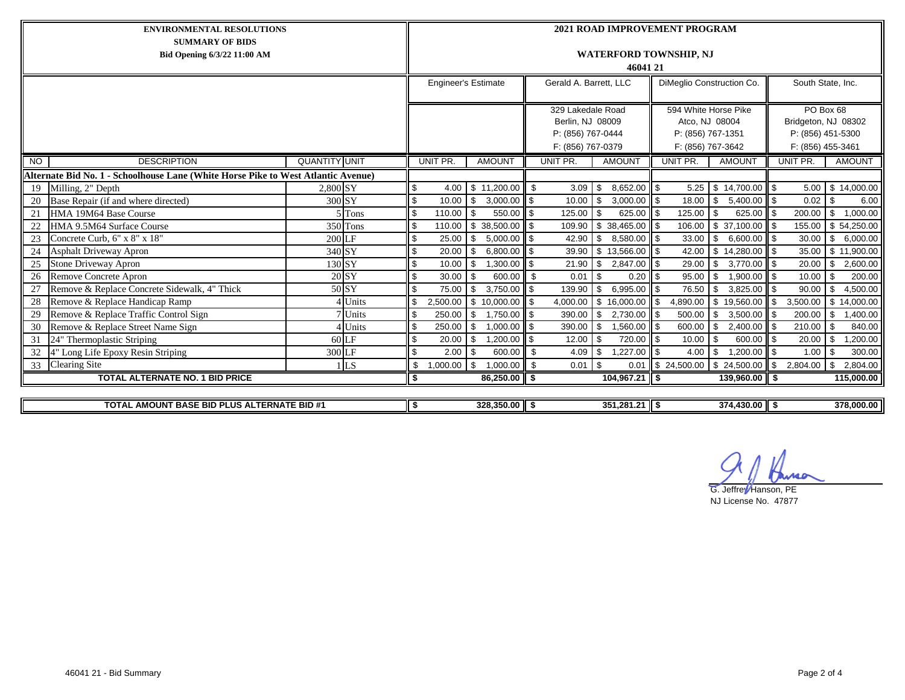**ENVIRONMENTAL RESOLUTIONS**
**SUMMARY OF BIDS**
**Bid Opening 6/3/22 11:00 AM**

**2021 ROAD IMPROVEMENT PROGRAM**

**WATERFORD TOWNSHIP, NJ**

**46041 21**

| | | | | Engineer's Estimate | | Gerald A. Barrett, LLC | | DiMeglio Construction Co. | | South State, Inc. | |
|---|---|---|---|---|---|---|---|---|---|---|---|
| | | | | | | 329 Lakedale Road<br>Berlin, NJ 08009<br>P: (856) 767-0444<br>F: (856) 767-0379 | | 594 White Horse Pike<br>Atco, NJ 08004<br>P: (856) 767-1351<br>F: (856) 767-3642 | | PO Box 68<br>Bridgeton, NJ 08302<br>P: (856) 451-5300<br>F: (856) 455-3461 | |
| NO | DESCRIPTION | QUANTITY | UNIT | UNIT PR. | AMOUNT | UNIT PR. | AMOUNT | UNIT PR. | AMOUNT | UNIT PR. | AMOUNT |
| **Alternate Bid No. 1 - Schoolhouse Lane (White Horse Pike to West Atlantic Avenue)** | | | | | | | | | | | |
| 19 | Milling, 2" Depth | 2,800 | SY | $ 4.00 | $ 11,200.00 | $ 3.09 | $ 8,652.00 | $ 5.25 | $ 14,700.00 | $ 5.00 | $ 14,000.00 |
| 20 | Base Repair (if and where directed) | 300 | SY | $ 10.00 | $ 3,000.00 | $ 10.00 | $ 3,000.00 | $ 18.00 | $ 5,400.00 | $ 0.02 | $ 6.00 |
| 21 | HMA 19M64 Base Course | 5 | Tons | $ 110.00 | $ 550.00 | $ 125.00 | $ 625.00 | $ 125.00 | $ 625.00 | $ 200.00 | $ 1,000.00 |
| 22 | HMA 9.5M64 Surface Course | 350 | Tons | $ 110.00 | $ 38,500.00 | $ 109.90 | $ 38,465.00 | $ 106.00 | $ 37,100.00 | $ 155.00 | $ 54,250.00 |
| 23 | Concrete Curb, 6" x 8" x 18" | 200 | LF | $ 25.00 | $ 5,000.00 | $ 42.90 | $ 8,580.00 | $ 33.00 | $ 6,600.00 | $ 30.00 | $ 6,000.00 |
| 24 | Asphalt Driveway Apron | 340 | SY | $ 20.00 | $ 6,800.00 | $ 39.90 | $ 13,566.00 | $ 42.00 | $ 14,280.00 | $ 35.00 | $ 11,900.00 |
| 25 | Stone Driveway Apron | 130 | SY | $ 10.00 | $ 1,300.00 | $ 21.90 | $ 2,847.00 | $ 29.00 | $ 3,770.00 | $ 20.00 | $ 2,600.00 |
| 26 | Remove Concrete Apron | 20 | SY | $ 30.00 | $ 600.00 | $ 0.01 | $ 0.20 | $ 95.00 | $ 1,900.00 | $ 10.00 | $ 200.00 |
| 27 | Remove & Replace Concrete Sidewalk, 4" Thick | 50 | SY | $ 75.00 | $ 3,750.00 | $ 139.90 | $ 6,995.00 | $ 76.50 | $ 3,825.00 | $ 90.00 | $ 4,500.00 |
| 28 | Remove & Replace Handicap Ramp | 4 | Units | $ 2,500.00 | $ 10,000.00 | $ 4,000.00 | $ 16,000.00 | $ 4,890.00 | $ 19,560.00 | $ 3,500.00 | $ 14,000.00 |
| 29 | Remove & Replace Traffic Control Sign | 7 | Units | $ 250.00 | $ 1,750.00 | $ 390.00 | $ 2,730.00 | $ 500.00 | $ 3,500.00 | $ 200.00 | $ 1,400.00 |
| 30 | Remove & Replace Street Name Sign | 4 | Units | $ 250.00 | $ 1,000.00 | $ 390.00 | $ 1,560.00 | $ 600.00 | $ 2,400.00 | $ 210.00 | $ 840.00 |
| 31 | 24" Thermoplastic Striping | 60 | LF | $ 20.00 | $ 1,200.00 | $ 12.00 | $ 720.00 | $ 10.00 | $ 600.00 | $ 20.00 | $ 1,200.00 |
| 32 | 4" Long Life Epoxy Resin Striping | 300 | LF | $ 2.00 | $ 600.00 | $ 4.09 | $ 1,227.00 | $ 4.00 | $ 1,200.00 | $ 1.00 | $ 300.00 |
| 33 | Clearing Site | 1 | LS | $ 1,000.00 | $ 1,000.00 | $ 0.01 | $ 0.01 | $ 24,500.00 | $ 24,500.00 | $ 2,804.00 | $ 2,804.00 |
| **TOTAL ALTERNATE NO. 1 BID PRICE** | | | | | **$ 86,250.00** | | **$ 104,967.21** | | **$ 139,960.00** | | **$ 115,000.00** |
| **TOTAL AMOUNT BASE BID PLUS ALTERNATE BID #1** | | | | | **$ 328,350.00** | | **$ 351,281.21** | | **$ 374,430.00** | | **$ 378,000.00** |

G. Jeffrey Hanson, PE
NJ License No. 47877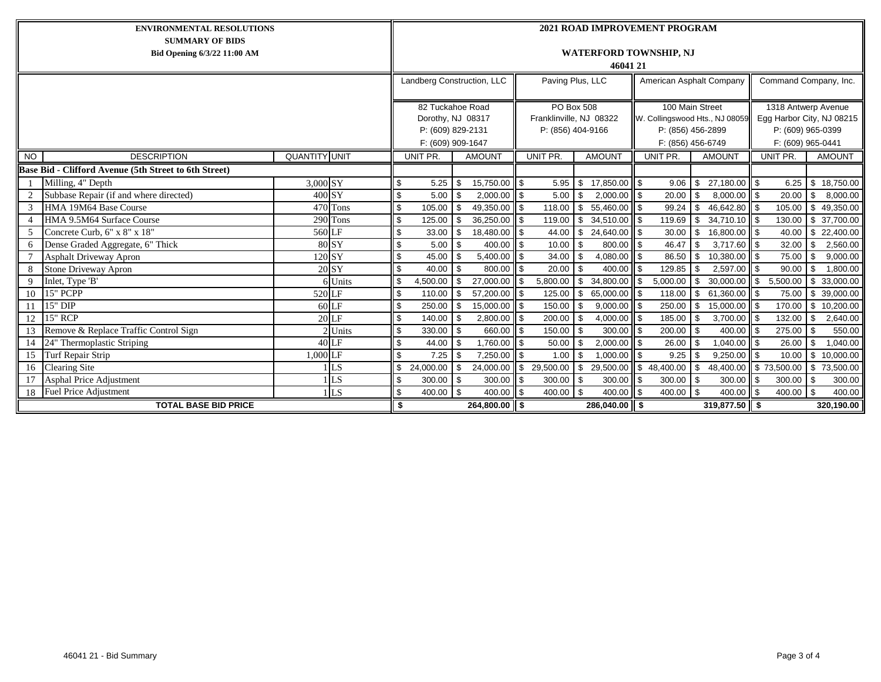**ENVIRONMENTAL RESOLUTIONS**
**SUMMARY OF BIDS**
**Bid Opening 6/3/22 11:00 AM**

**2021 ROAD IMPROVEMENT PROGRAM**

**WATERFORD TOWNSHIP, NJ**
**46041 21**

| | | | | Landberg Construction, LLC<br>82 Tuckahoe Road<br>Dorothy, NJ 08317<br>P: (609) 829-2131<br>F: (609) 909-1647 | | Paving Plus, LLC<br>PO Box 508<br>Franklinville, NJ 08322<br>P: (856) 404-9166 | | American Asphalt Company<br>100 Main Street<br>W. Collingswood Hts., NJ 08059<br>P: (856) 456-2899<br>F: (856) 456-6749 | | Command Company, Inc.<br>1318 Antwerp Avenue<br>Egg Harbor City, NJ 08215<br>P: (609) 965-0399<br>F: (609) 965-0441 | |
|---|---|---|---|---|---|---|---|---|---|---|---|
| NO | DESCRIPTION | QUANTITY | UNIT | UNIT PR. | AMOUNT | UNIT PR. | AMOUNT | UNIT PR. | AMOUNT | UNIT PR. | AMOUNT |
| **Base Bid - Clifford Avenue (5th Street to 6th Street)** | | | | | | | | | | | |
| 1 | Milling, 4" Depth | 3,000 | SY | $ 5.25 | $ 15,750.00 | $ 5.95 | $ 17,850.00 | $ 9.06 | $ 27,180.00 | $ 6.25 | $ 18,750.00 |
| 2 | Subbase Repair (if and where directed) | 400 | SY | $ 5.00 | $ 2,000.00 | $ 5.00 | $ 2,000.00 | $ 20.00 | $ 8,000.00 | $ 20.00 | $ 8,000.00 |
| 3 | HMA 19M64 Base Course | 470 | Tons | $ 105.00 | $ 49,350.00 | $ 118.00 | $ 55,460.00 | $ 99.24 | $ 46,642.80 | $ 105.00 | $ 49,350.00 |
| 4 | HMA 9.5M64 Surface Course | 290 | Tons | $ 125.00 | $ 36,250.00 | $ 119.00 | $ 34,510.00 | $ 119.69 | $ 34,710.10 | $ 130.00 | $ 37,700.00 |
| 5 | Concrete Curb, 6" x 8" x 18" | 560 | LF | $ 33.00 | $ 18,480.00 | $ 44.00 | $ 24,640.00 | $ 30.00 | $ 16,800.00 | $ 40.00 | $ 22,400.00 |
| 6 | Dense Graded Aggregate, 6" Thick | 80 | SY | $ 5.00 | $ 400.00 | $ 10.00 | $ 800.00 | $ 46.47 | $ 3,717.60 | $ 32.00 | $ 2,560.00 |
| 7 | Asphalt Driveway Apron | 120 | SY | $ 45.00 | $ 5,400.00 | $ 34.00 | $ 4,080.00 | $ 86.50 | $ 10,380.00 | $ 75.00 | $ 9,000.00 |
| 8 | Stone Driveway Apron | 20 | SY | $ 40.00 | $ 800.00 | $ 20.00 | $ 400.00 | $ 129.85 | $ 2,597.00 | $ 90.00 | $ 1,800.00 |
| 9 | Inlet, Type 'B' | 6 | Units | $ 4,500.00 | $ 27,000.00 | $ 5,800.00 | $ 34,800.00 | $ 5,000.00 | $ 30,000.00 | $ 5,500.00 | $ 33,000.00 |
| 10 | 15" PCPP | 520 | LF | $ 110.00 | $ 57,200.00 | $ 125.00 | $ 65,000.00 | $ 118.00 | $ 61,360.00 | $ 75.00 | $ 39,000.00 |
| 11 | 15" DIP | 60 | LF | $ 250.00 | $ 15,000.00 | $ 150.00 | $ 9,000.00 | $ 250.00 | $ 15,000.00 | $ 170.00 | $ 10,200.00 |
| 12 | 15" RCP | 20 | LF | $ 140.00 | $ 2,800.00 | $ 200.00 | $ 4,000.00 | $ 185.00 | $ 3,700.00 | $ 132.00 | $ 2,640.00 |
| 13 | Remove & Replace Traffic Control Sign | 2 | Units | $ 330.00 | $ 660.00 | $ 150.00 | $ 300.00 | $ 200.00 | $ 400.00 | $ 275.00 | $ 550.00 |
| 14 | 24" Thermoplastic Striping | 40 | LF | $ 44.00 | $ 1,760.00 | $ 50.00 | $ 2,000.00 | $ 26.00 | $ 1,040.00 | $ 26.00 | $ 1,040.00 |
| 15 | Turf Repair Strip | 1,000 | LF | $ 7.25 | $ 7,250.00 | $ 1.00 | $ 1,000.00 | $ 9.25 | $ 9,250.00 | $ 10.00 | $ 10,000.00 |
| 16 | Clearing Site | 1 | LS | $ 24,000.00 | $ 24,000.00 | $ 29,500.00 | $ 29,500.00 | $ 48,400.00 | $ 48,400.00 | $ 73,500.00 | $ 73,500.00 |
| 17 | Asphal Price Adjustment | 1 | LS | $ 300.00 | $ 300.00 | $ 300.00 | $ 300.00 | $ 300.00 | $ 300.00 | $ 300.00 | $ 300.00 |
| 18 | Fuel Price Adjustment | 1 | LS | $ 400.00 | $ 400.00 | $ 400.00 | $ 400.00 | $ 400.00 | $ 400.00 | $ 400.00 | $ 400.00 |
| **TOTAL BASE BID PRICE** | | | | **$** | **264,800.00** | **$** | **286,040.00** | **$** | **319,877.50** | **$** | **320,190.00** |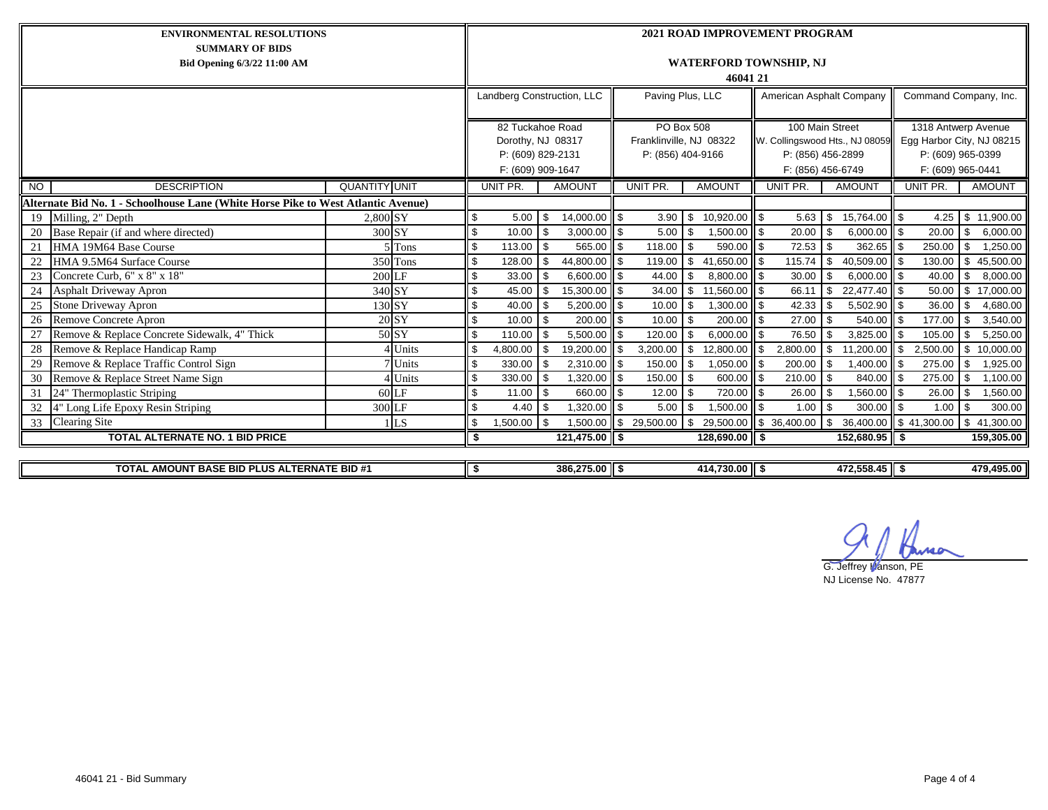**ENVIRONMENTAL RESOLUTIONS**
**SUMMARY OF BIDS**
**Bid Opening 6/3/22 11:00 AM**

**2021 ROAD IMPROVEMENT PROGRAM**

**WATERFORD TOWNSHIP, NJ**
**46041 21**

| | | | | Landberg Construction, LLC | | Paving Plus, LLC | | American Asphalt Company | | Command Company, Inc. | |
|---|---|---|---|---|---|---|---|---|---|---|---|
| | | | | 82 Tuckahoe Road<br>Dorothy, NJ 08317<br>P: (609) 829-2131<br>F: (609) 909-1647 | | PO Box 508<br>Franklinville, NJ 08322<br>P: (856) 404-9166 | | 100 Main Street<br>W. Collingswood Hts., NJ 08059<br>P: (856) 456-2899<br>F: (856) 456-6749 | | 1318 Antwerp Avenue<br>Egg Harbor City, NJ 08215<br>P: (609) 965-0399<br>F: (609) 965-0441 | |
| NO | DESCRIPTION | QUANTITY | UNIT | UNIT PR. | AMOUNT | UNIT PR. | AMOUNT | UNIT PR. | AMOUNT | UNIT PR. | AMOUNT |
| **Alternate Bid No. 1 - Schoolhouse Lane (White Horse Pike to West Atlantic Avenue)** | | | | | | | | | | | |
| 19 | Milling, 2" Depth | 2,800 | SY | $ 5.00 | $ 14,000.00 | $ 3.90 | $ 10,920.00 | $ 5.63 | $ 15,764.00 | $ 4.25 | $ 11,900.00 |
| 20 | Base Repair (if and where directed) | 300 | SY | $ 10.00 | $ 3,000.00 | $ 5.00 | $ 1,500.00 | $ 20.00 | $ 6,000.00 | $ 20.00 | $ 6,000.00 |
| 21 | HMA 19M64 Base Course | 5 | Tons | $ 113.00 | $ 565.00 | $ 118.00 | $ 590.00 | $ 72.53 | $ 362.65 | $ 250.00 | $ 1,250.00 |
| 22 | HMA 9.5M64 Surface Course | 350 | Tons | $ 128.00 | $ 44,800.00 | $ 119.00 | $ 41,650.00 | $ 115.74 | $ 40,509.00 | $ 130.00 | $ 45,500.00 |
| 23 | Concrete Curb, 6" x 8" x 18" | 200 | LF | $ 33.00 | $ 6,600.00 | $ 44.00 | $ 8,800.00 | $ 30.00 | $ 6,000.00 | $ 40.00 | $ 8,000.00 |
| 24 | Asphalt Driveway Apron | 340 | SY | $ 45.00 | $ 15,300.00 | $ 34.00 | $ 11,560.00 | $ 66.11 | $ 22,477.40 | $ 50.00 | $ 17,000.00 |
| 25 | Stone Driveway Apron | 130 | SY | $ 40.00 | $ 5,200.00 | $ 10.00 | $ 1,300.00 | $ 42.33 | $ 5,502.90 | $ 36.00 | $ 4,680.00 |
| 26 | Remove Concrete Apron | 20 | SY | $ 10.00 | $ 200.00 | $ 10.00 | $ 200.00 | $ 27.00 | $ 540.00 | $ 177.00 | $ 3,540.00 |
| 27 | Remove & Replace Concrete Sidewalk, 4" Thick | 50 | SY | $ 110.00 | $ 5,500.00 | $ 120.00 | $ 6,000.00 | $ 76.50 | $ 3,825.00 | $ 105.00 | $ 5,250.00 |
| 28 | Remove & Replace Handicap Ramp | 4 | Units | $ 4,800.00 | $ 19,200.00 | $ 3,200.00 | $ 12,800.00 | $ 2,800.00 | $ 11,200.00 | $ 2,500.00 | $ 10,000.00 |
| 29 | Remove & Replace Traffic Control Sign | 7 | Units | $ 330.00 | $ 2,310.00 | $ 150.00 | $ 1,050.00 | $ 200.00 | $ 1,400.00 | $ 275.00 | $ 1,925.00 |
| 30 | Remove & Replace Street Name Sign | 4 | Units | $ 330.00 | $ 1,320.00 | $ 150.00 | $ 600.00 | $ 210.00 | $ 840.00 | $ 275.00 | $ 1,100.00 |
| 31 | 24" Thermoplastic Striping | 60 | LF | $ 11.00 | $ 660.00 | $ 12.00 | $ 720.00 | $ 26.00 | $ 1,560.00 | $ 26.00 | $ 1,560.00 |
| 32 | 4" Long Life Epoxy Resin Striping | 300 | LF | $ 4.40 | $ 1,320.00 | $ 5.00 | $ 1,500.00 | $ 1.00 | $ 300.00 | $ 1.00 | $ 300.00 |
| 33 | Clearing Site | 1 | LS | $ 1,500.00 | $ 1,500.00 | $ 29,500.00 | $ 29,500.00 | $ 36,400.00 | $ 36,400.00 | $ 41,300.00 | $ 41,300.00 |
| **TOTAL ALTERNATE NO. 1 BID PRICE** | | | | **$** | **121,475.00** | **$** | **128,690.00** | **$** | **152,680.95** | **$** | **159,305.00** |
| **TOTAL AMOUNT BASE BID PLUS ALTERNATE BID #1** | | | | **$** | **386,275.00** | **$** | **414,730.00** | **$** | **472,558.45** | **$** | **479,495.00** |

G. Jeffrey Hanson, PE
NJ License No. 47877

46041 21 - Bid Summary